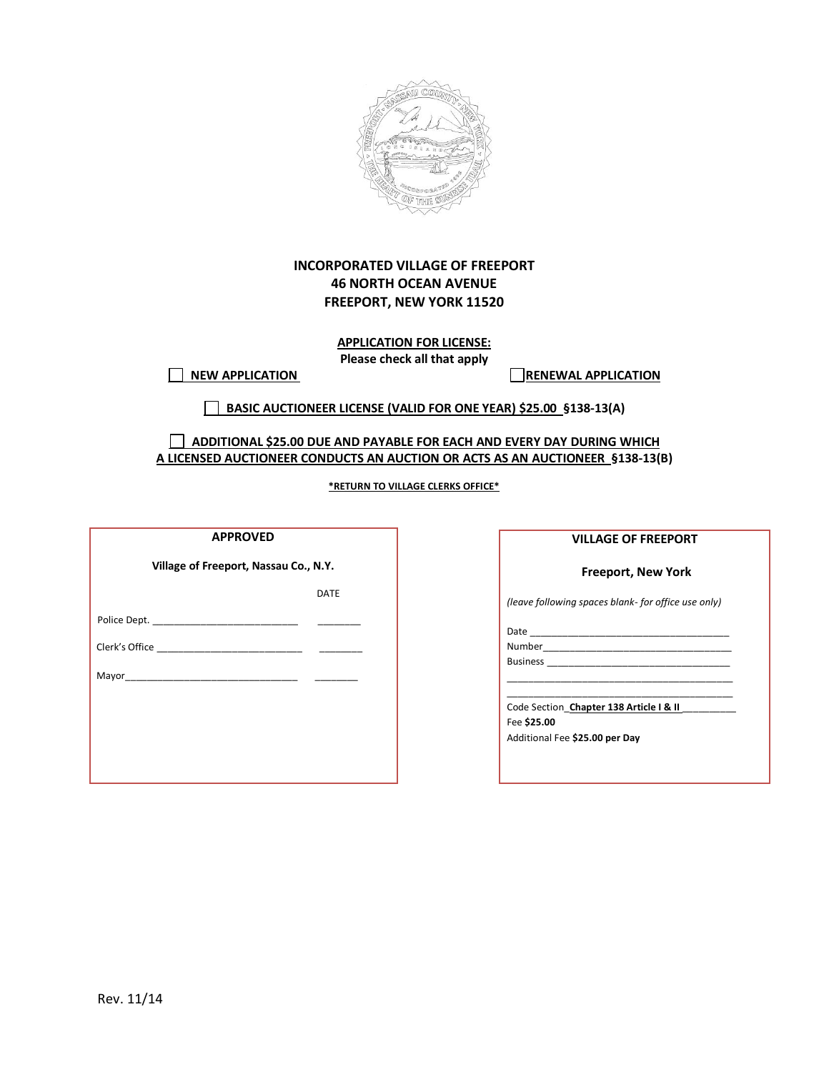**INCORPORATED VILLAGE OF FREEPORT**
**46 NORTH OCEAN AVENUE**
**FREEPORT, NEW YORK 11520**

**APPLICATION FOR LICENSE:**
**Please check all that apply**

☐ **NEW APPLICATION** ☐ **RENEWAL APPLICATION**

☐ **BASIC AUCTIONEER LICENSE (VALID FOR ONE YEAR) $25.00 §138-13(A)**

☐ **ADDITIONAL $25.00 DUE AND PAYABLE FOR EACH AND EVERY DAY DURING WHICH A LICENSED AUCTIONEER CONDUCTS AN AUCTION OR ACTS AS AN AUCTIONEER §138-13(B)**

***RETURN TO VILLAGE CLERKS OFFICE***

**APPROVED**

**Village of Freeport, Nassau Co., N.Y.**

| | DATE |
|---|---|
| Police Dept. ___________________________ | ________ |
| Clerk's Office ___________________________ | ________ |
| Mayor___________________________ | ________ |

**VILLAGE OF FREEPORT**

**Freeport, New York**

*(leave following spaces blank- for office use only)*

Date ____________________________________

Number____________________________________

Business ____________________________________

____________________________________________

____________________________________________

Code Section_**Chapter 138 Article I & II**__________

Fee **$25.00**

Additional Fee **$25.00 per Day**

Rev. 11/14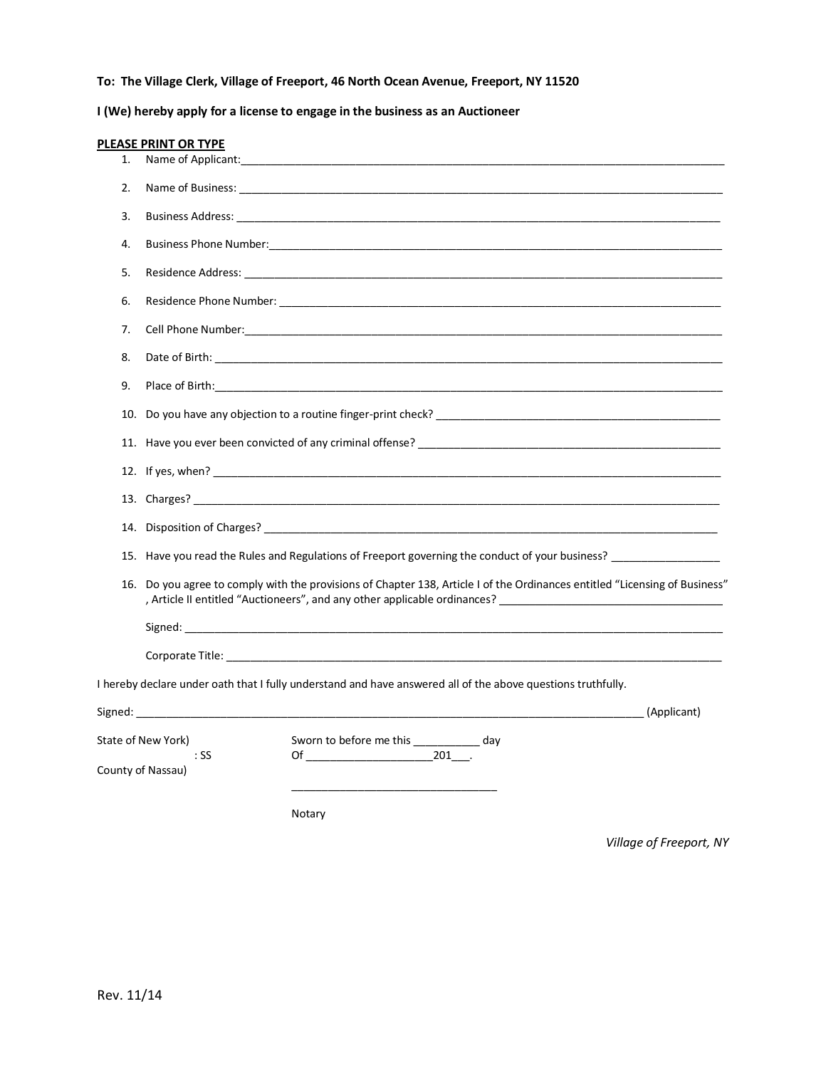**To: The Village Clerk, Village of Freeport, 46 North Ocean Avenue, Freeport, NY 11520**

**I (We) hereby apply for a license to engage in the business as an Auctioneer**

**PLEASE PRINT OR TYPE**

1. Name of Applicant:_______________________________________________
2. Name of Business: _______________________________________________
3. Business Address: _______________________________________________
4. Business Phone Number:___________________________________________
5. Residence Address: ______________________________________________
6. Residence Phone Number: __________________________________________
7. Cell Phone Number:_______________________________________________
8. Date of Birth: _________________________________________________
9. Place of Birth:_________________________________________________
10. Do you have any objection to a routine finger-print check? _______________________
11. Have you ever been convicted of any criminal offense? _________________________
12. If yes, when? _________________________________________________
13. Charges? _____________________________________________________
14. Disposition of Charges? _______________________________________
15. Have you read the Rules and Regulations of Freeport governing the conduct of your business? _________________
16. Do you agree to comply with the provisions of Chapter 138, Article I of the Ordinances entitled "Licensing of Business", Article II entitled "Auctioneers", and any other applicable ordinances? ___________________________

    Signed: _______________________________________________________

    Corporate Title: ______________________________________________

I hereby declare under oath that I fully understand and have answered all of the above questions truthfully.

Signed: _______________________________________________________ (Applicant)

State of New York)
: SS
County of Nassau)

Sworn to before me this ___________ day
Of _____________________201___.

_________________________________

Notary

*Village of Freeport, NY*

Rev. 11/14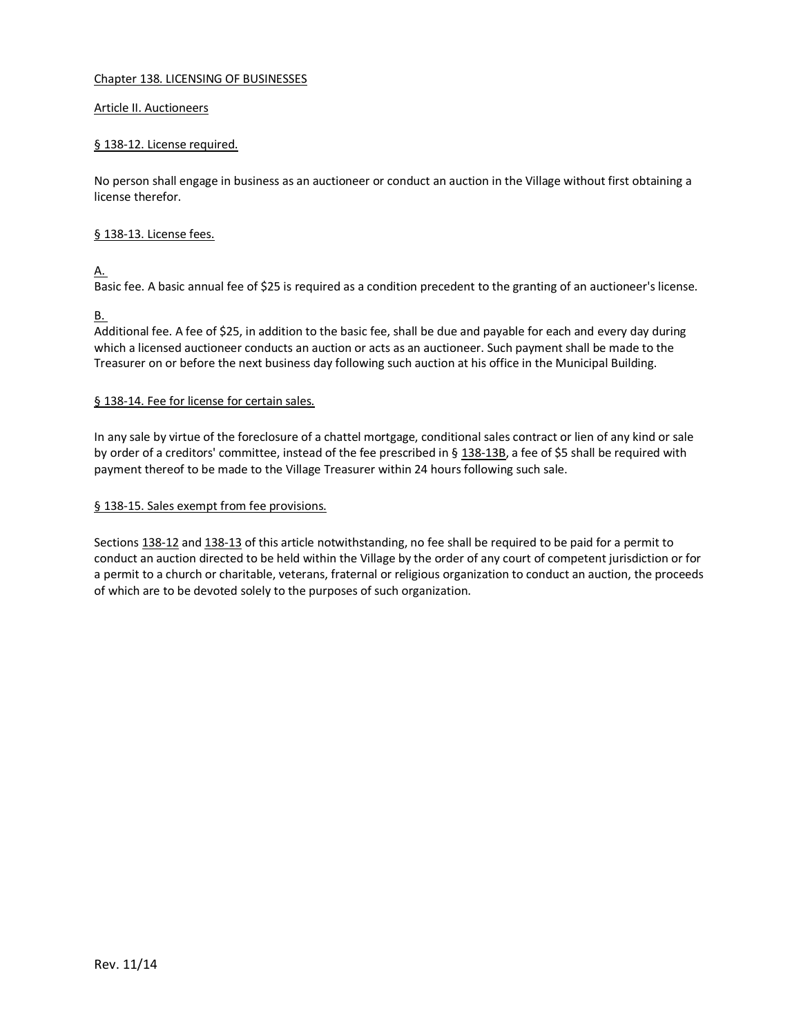Chapter 138. LICENSING OF BUSINESSES

Article II. Auctioneers

§ 138-12. License required.

No person shall engage in business as an auctioneer or conduct an auction in the Village without first obtaining a license therefor.

§ 138-13. License fees.

A.
Basic fee. A basic annual fee of $25 is required as a condition precedent to the granting of an auctioneer's license.

B.
Additional fee. A fee of $25, in addition to the basic fee, shall be due and payable for each and every day during which a licensed auctioneer conducts an auction or acts as an auctioneer. Such payment shall be made to the Treasurer on or before the next business day following such auction at his office in the Municipal Building.

§ 138-14. Fee for license for certain sales.

In any sale by virtue of the foreclosure of a chattel mortgage, conditional sales contract or lien of any kind or sale by order of a creditors' committee, instead of the fee prescribed in § 138-13B, a fee of $5 shall be required with payment thereof to be made to the Village Treasurer within 24 hours following such sale.

§ 138-15. Sales exempt from fee provisions.

Sections 138-12 and 138-13 of this article notwithstanding, no fee shall be required to be paid for a permit to conduct an auction directed to be held within the Village by the order of any court of competent jurisdiction or for a permit to a church or charitable, veterans, fraternal or religious organization to conduct an auction, the proceeds of which are to be devoted solely to the purposes of such organization.

Rev. 11/14